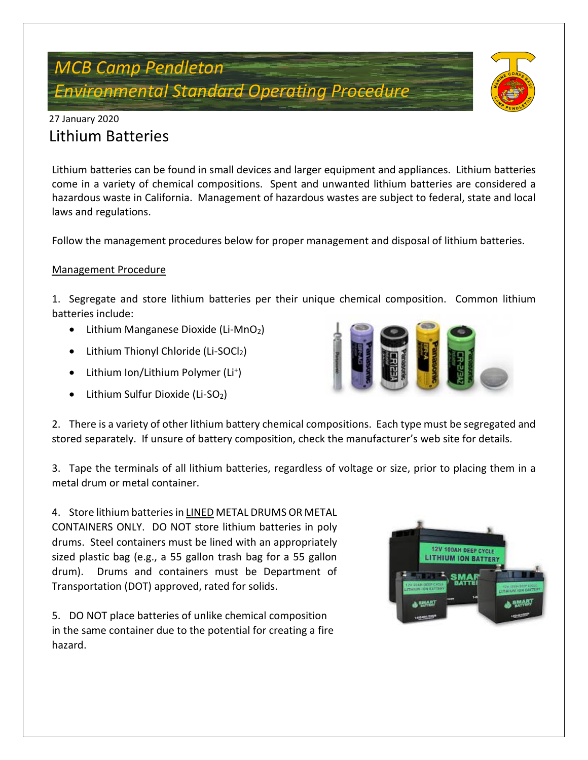# MCB Camp Pendleton
# Environmental Standard Operating Procedure

27 January 2020

## Lithium Batteries

Lithium batteries can be found in small devices and larger equipment and appliances. Lithium batteries come in a variety of chemical compositions. Spent and unwanted lithium batteries are considered a hazardous waste in California. Management of hazardous wastes are subject to federal, state and local laws and regulations.

Follow the management procedures below for proper management and disposal of lithium batteries.

Management Procedure

1. Segregate and store lithium batteries per their unique chemical composition. Common lithium batteries include:
   - Lithium Manganese Dioxide ($Li\text{-}MnO_2$)
   - Lithium Thionyl Chloride ($Li\text{-}SOCl_2$)
   - Lithium Ion/Lithium Polymer ($Li^+$)
   - Lithium Sulfur Dioxide ($Li\text{-}SO_2$)

2. There is a variety of other lithium battery chemical compositions. Each type must be segregated and stored separately. If unsure of battery composition, check the manufacturer's web site for details.

3. Tape the terminals of all lithium batteries, regardless of voltage or size, prior to placing them in a metal drum or metal container.

4. Store lithium batteries in LINED METAL DRUMS OR METAL CONTAINERS ONLY. DO NOT store lithium batteries in poly drums. Steel containers must be lined with an appropriately sized plastic bag (e.g., a 55 gallon trash bag for a 55 gallon drum). Drums and containers must be Department of Transportation (DOT) approved, rated for solids.

5. DO NOT place batteries of unlike chemical composition in the same container due to the potential for creating a fire hazard.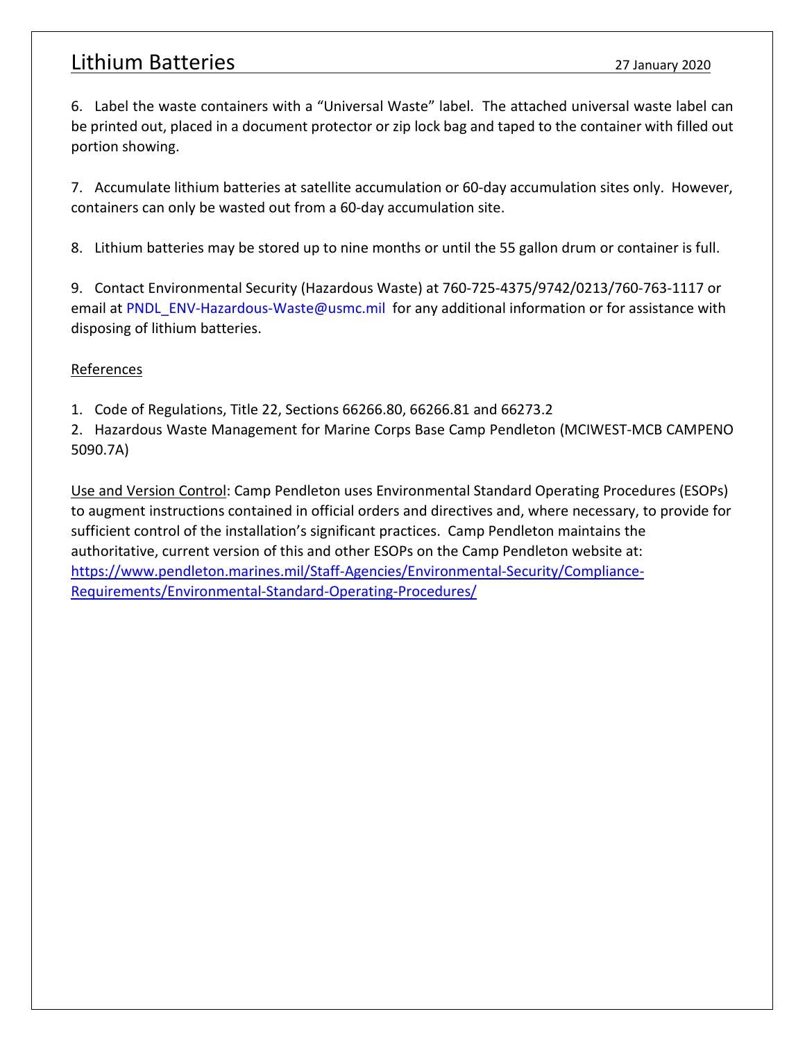6. Label the waste containers with a “Universal Waste” label. The attached universal waste label can be printed out, placed in a document protector or zip lock bag and taped to the container with filled out portion showing.

7. Accumulate lithium batteries at satellite accumulation or 60-day accumulation sites only. However, containers can only be wasted out from a 60-day accumulation site.

8. Lithium batteries may be stored up to nine months or until the 55 gallon drum or container is full.

9. Contact Environmental Security (Hazardous Waste) at 760-725-4375/9742/0213/760-763-1117 or email at PNDL_ENV-Hazardous-Waste@usmc.mil for any additional information or for assistance with disposing of lithium batteries.

<u>References</u>

1. Code of Regulations, Title 22, Sections 66266.80, 66266.81 and 66273.2
2. Hazardous Waste Management for Marine Corps Base Camp Pendleton (MCIWEST-MCB CAMPENO 5090.7A)

<u>Use and Version Control</u>: Camp Pendleton uses Environmental Standard Operating Procedures (ESOPs) to augment instructions contained in official orders and directives and, where necessary, to provide for sufficient control of the installation’s significant practices. Camp Pendleton maintains the authoritative, current version of this and other ESOPs on the Camp Pendleton website at: https://www.pendleton.marines.mil/Staff-Agencies/Environmental-Security/Compliance-Requirements/Environmental-Standard-Operating-Procedures/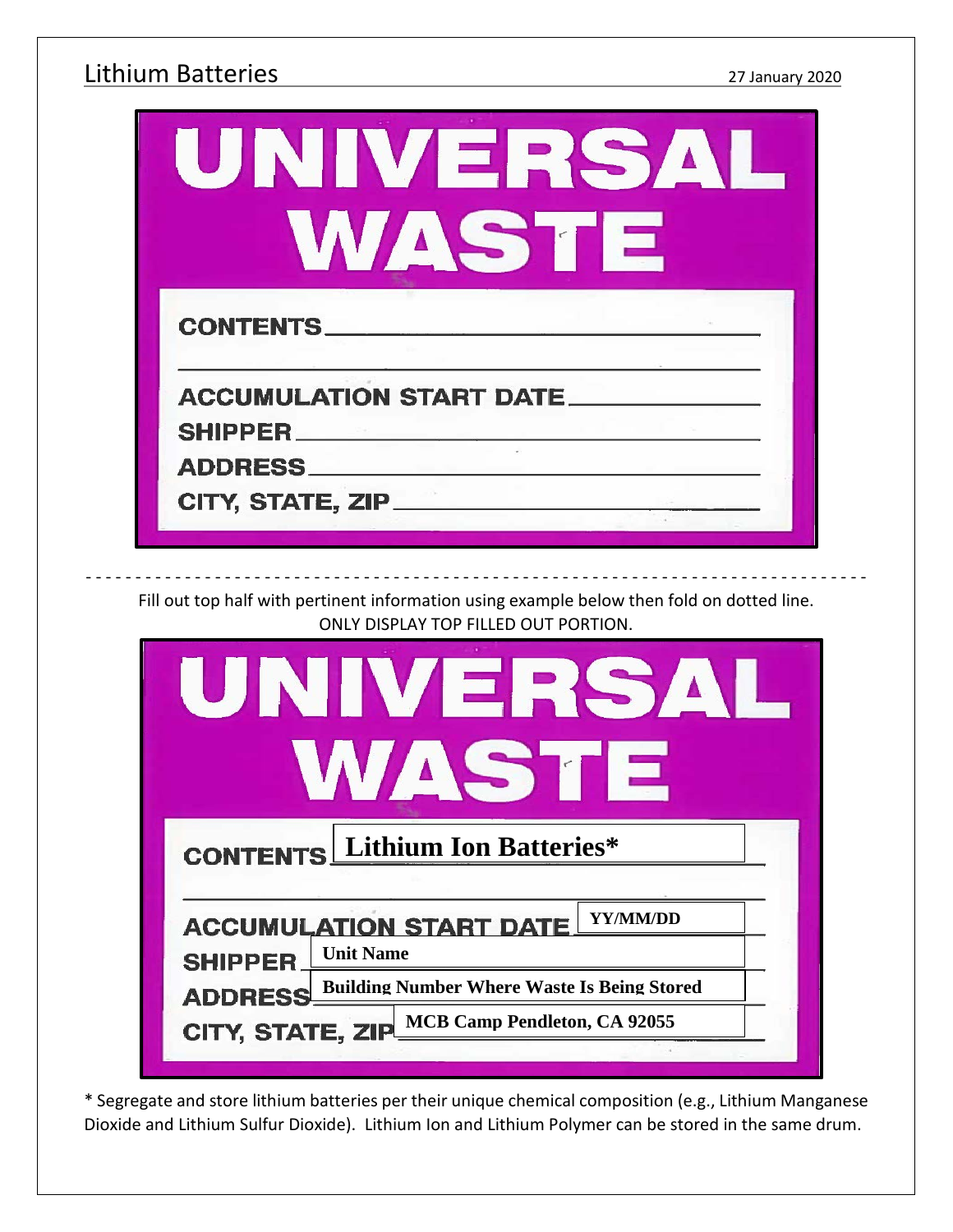# Lithium Batteries

27 January 2020

**UNIVERSAL WASTE**

CONTENTS ______________________________

______________________________________

ACCUMULATION START DATE ______________

SHIPPER _______________________________

ADDRESS ______________________________

CITY, STATE, ZIP _________________________

- - - - - - - - - - - - - - - - - - - - - - - - - - - - - - - - - - - - - - - - - - - - - - - - - - - - - -

Fill out top half with pertinent information using example below then fold on dotted line.
ONLY DISPLAY TOP FILLED OUT PORTION.

**UNIVERSAL WASTE**

CONTENTS **Lithium Ion Batteries***

______________________________________

ACCUMULATION START DATE **YY/MM/DD**

SHIPPER **Unit Name**

ADDRESS **Building Number Where Waste Is Being Stored**

CITY, STATE, ZIP **MCB Camp Pendleton, CA 92055**

* Segregate and store lithium batteries per their unique chemical composition (e.g., Lithium Manganese Dioxide and Lithium Sulfur Dioxide). Lithium Ion and Lithium Polymer can be stored in the same drum.